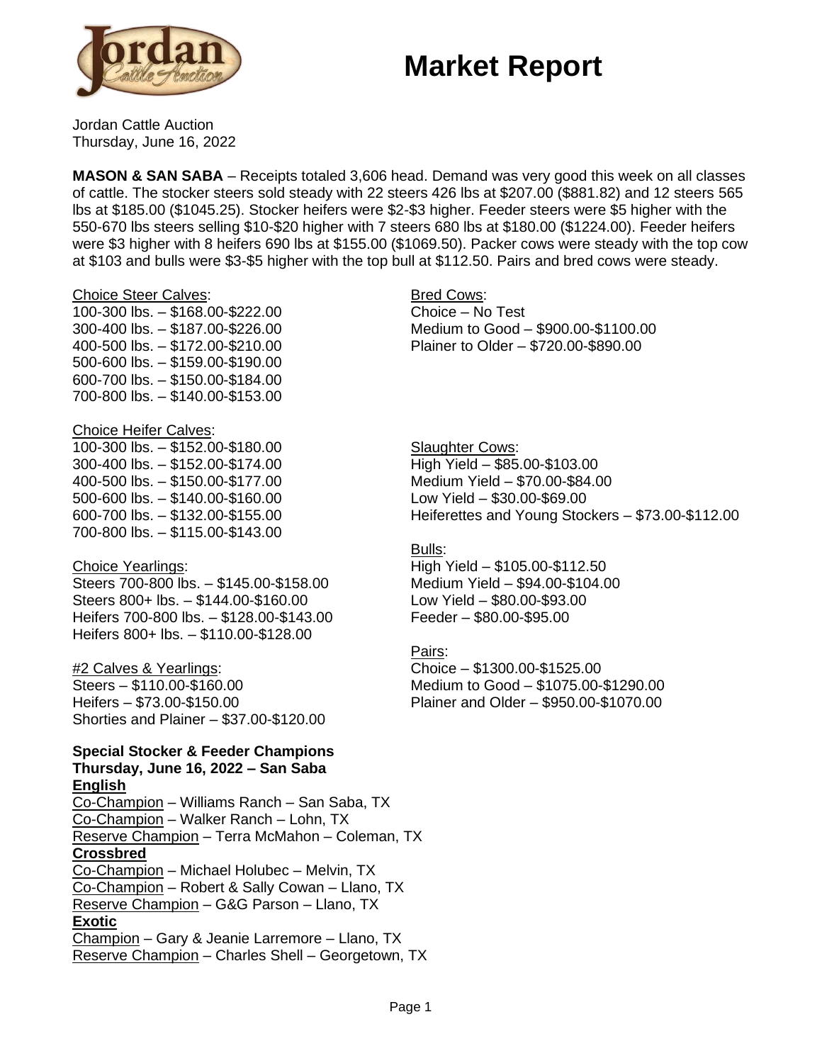# Market Report

Jordan Cattle Auction
Thursday, June 16, 2022

**MASON & SAN SABA** – Receipts totaled 3,606 head. Demand was very good this week on all classes of cattle. The stocker steers sold steady with 22 steers 426 lbs at $207.00 ($881.82) and 12 steers 565 lbs at $185.00 ($1045.25). Stocker heifers were $2-$3 higher. Feeder steers were $5 higher with the 550-670 lbs steers selling $10-$20 higher with 7 steers 680 lbs at $180.00 ($1224.00). Feeder heifers were $3 higher with 8 heifers 690 lbs at $155.00 ($1069.50). Packer cows were steady with the top cow at $103 and bulls were $3-$5 higher with the top bull at $112.50. Pairs and bred cows were steady.

Choice Steer Calves:
100-300 lbs. – $168.00-$222.00
300-400 lbs. – $187.00-$226.00
400-500 lbs. – $172.00-$210.00
500-600 lbs. – $159.00-$190.00
600-700 lbs. – $150.00-$184.00
700-800 lbs. – $140.00-$153.00

Choice Heifer Calves:
100-300 lbs. – $152.00-$180.00
300-400 lbs. – $152.00-$174.00
400-500 lbs. – $150.00-$177.00
500-600 lbs. – $140.00-$160.00
600-700 lbs. – $132.00-$155.00
700-800 lbs. – $115.00-$143.00

Choice Yearlings:
Steers 700-800 lbs. – $145.00-$158.00
Steers 800+ lbs. – $144.00-$160.00
Heifers 700-800 lbs. – $128.00-$143.00
Heifers 800+ lbs. – $110.00-$128.00

#2 Calves & Yearlings:
Steers – $110.00-$160.00
Heifers – $73.00-$150.00
Shorties and Plainer – $37.00-$120.00

Bred Cows:
Choice – No Test
Medium to Good – $900.00-$1100.00
Plainer to Older – $720.00-$890.00

Slaughter Cows:
High Yield – $85.00-$103.00
Medium Yield – $70.00-$84.00
Low Yield – $30.00-$69.00
Heiferettes and Young Stockers – $73.00-$112.00

Bulls:
High Yield – $105.00-$112.50
Medium Yield – $94.00-$104.00
Low Yield – $80.00-$93.00
Feeder – $80.00-$95.00

Pairs:
Choice – $1300.00-$1525.00
Medium to Good – $1075.00-$1290.00
Plainer and Older – $950.00-$1070.00

**Special Stocker & Feeder Champions**
**Thursday, June 16, 2022 – San Saba**

**English**
Co-Champion – Williams Ranch – San Saba, TX
Co-Champion – Walker Ranch – Lohn, TX
Reserve Champion – Terra McMahon – Coleman, TX

**Crossbred**
Co-Champion – Michael Holubec – Melvin, TX
Co-Champion – Robert & Sally Cowan – Llano, TX
Reserve Champion – G&G Parson – Llano, TX

**Exotic**
Champion – Gary & Jeanie Larremore – Llano, TX
Reserve Champion – Charles Shell – Georgetown, TX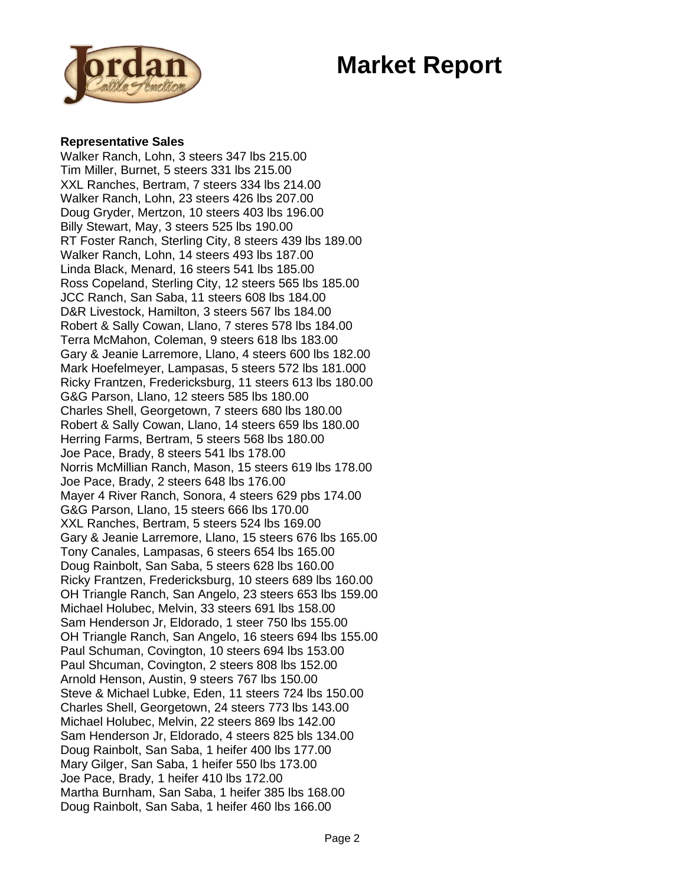# Market Report

**Representative Sales**

Walker Ranch, Lohn, 3 steers 347 lbs 215.00
Tim Miller, Burnet, 5 steers 331 lbs 215.00
XXL Ranches, Bertram, 7 steers 334 lbs 214.00
Walker Ranch, Lohn, 23 steers 426 lbs 207.00
Doug Gryder, Mertzon, 10 steers 403 lbs 196.00
Billy Stewart, May, 3 steers 525 lbs 190.00
RT Foster Ranch, Sterling City, 8 steers 439 lbs 189.00
Walker Ranch, Lohn, 14 steers 493 lbs 187.00
Linda Black, Menard, 16 steers 541 lbs 185.00
Ross Copeland, Sterling City, 12 steers 565 lbs 185.00
JCC Ranch, San Saba, 11 steers 608 lbs 184.00
D&R Livestock, Hamilton, 3 steers 567 lbs 184.00
Robert & Sally Cowan, Llano, 7 steres 578 lbs 184.00
Terra McMahon, Coleman, 9 steers 618 lbs 183.00
Gary & Jeanie Larremore, Llano, 4 steers 600 lbs 182.00
Mark Hoefelmeyer, Lampasas, 5 steers 572 lbs 181.000
Ricky Frantzen, Fredericksburg, 11 steers 613 lbs 180.00
G&G Parson, Llano, 12 steers 585 lbs 180.00
Charles Shell, Georgetown, 7 steers 680 lbs 180.00
Robert & Sally Cowan, Llano, 14 steers 659 lbs 180.00
Herring Farms, Bertram, 5 steers 568 lbs 180.00
Joe Pace, Brady, 8 steers 541 lbs 178.00
Norris McMillian Ranch, Mason, 15 steers 619 lbs 178.00
Joe Pace, Brady, 2 steers 648 lbs 176.00
Mayer 4 River Ranch, Sonora, 4 steers 629 pbs 174.00
G&G Parson, Llano, 15 steers 666 lbs 170.00
XXL Ranches, Bertram, 5 steers 524 lbs 169.00
Gary & Jeanie Larremore, Llano, 15 steers 676 lbs 165.00
Tony Canales, Lampasas, 6 steers 654 lbs 165.00
Doug Rainbolt, San Saba, 5 steers 628 lbs 160.00
Ricky Frantzen, Fredericksburg, 10 steers 689 lbs 160.00
OH Triangle Ranch, San Angelo, 23 steers 653 lbs 159.00
Michael Holubec, Melvin, 33 steers 691 lbs 158.00
Sam Henderson Jr, Eldorado, 1 steer 750 lbs 155.00
OH Triangle Ranch, San Angelo, 16 steers 694 lbs 155.00
Paul Schuman, Covington, 10 steers 694 lbs 153.00
Paul Shcuman, Covington, 2 steers 808 lbs 152.00
Arnold Henson, Austin, 9 steers 767 lbs 150.00
Steve & Michael Lubke, Eden, 11 steers 724 lbs 150.00
Charles Shell, Georgetown, 24 steers 773 lbs 143.00
Michael Holubec, Melvin, 22 steers 869 lbs 142.00
Sam Henderson Jr, Eldorado, 4 steers 825 bls 134.00
Doug Rainbolt, San Saba, 1 heifer 400 lbs 177.00
Mary Gilger, San Saba, 1 heifer 550 lbs 173.00
Joe Pace, Brady, 1 heifer 410 lbs 172.00
Martha Burnham, San Saba, 1 heifer 385 lbs 168.00
Doug Rainbolt, San Saba, 1 heifer 460 lbs 166.00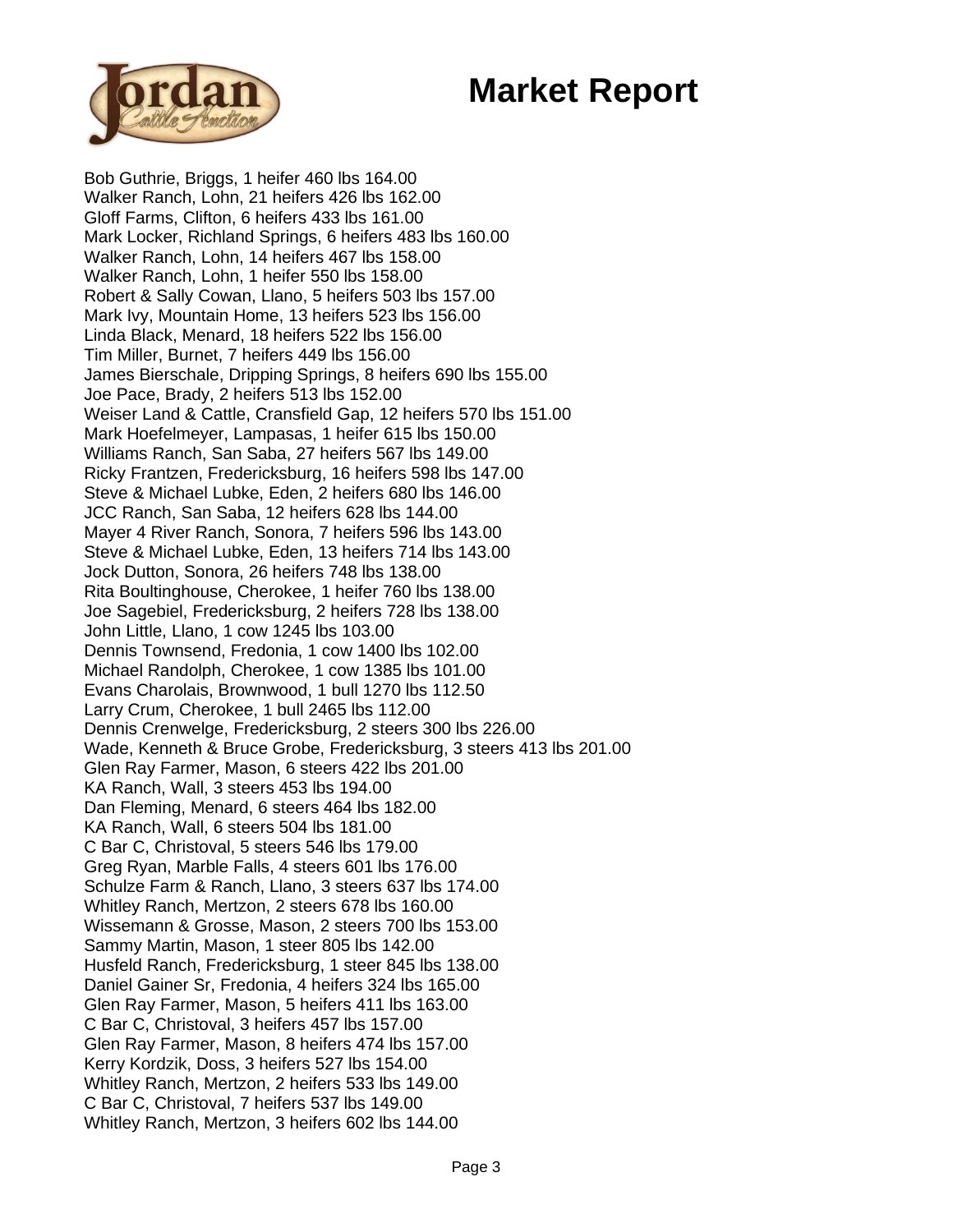# Market Report

Bob Guthrie, Briggs, 1 heifer 460 lbs 164.00
Walker Ranch, Lohn, 21 heifers 426 lbs 162.00
Gloff Farms, Clifton, 6 heifers 433 lbs 161.00
Mark Locker, Richland Springs, 6 heifers 483 lbs 160.00
Walker Ranch, Lohn, 14 heifers 467 lbs 158.00
Walker Ranch, Lohn, 1 heifer 550 lbs 158.00
Robert & Sally Cowan, Llano, 5 heifers 503 lbs 157.00
Mark Ivy, Mountain Home, 13 heifers 523 lbs 156.00
Linda Black, Menard, 18 heifers 522 lbs 156.00
Tim Miller, Burnet, 7 heifers 449 lbs 156.00
James Bierschale, Dripping Springs, 8 heifers 690 lbs 155.00
Joe Pace, Brady, 2 heifers 513 lbs 152.00
Weiser Land & Cattle, Cransfield Gap, 12 heifers 570 lbs 151.00
Mark Hoefelmeyer, Lampasas, 1 heifer 615 lbs 150.00
Williams Ranch, San Saba, 27 heifers 567 lbs 149.00
Ricky Frantzen, Fredericksburg, 16 heifers 598 lbs 147.00
Steve & Michael Lubke, Eden, 2 heifers 680 lbs 146.00
JCC Ranch, San Saba, 12 heifers 628 lbs 144.00
Mayer 4 River Ranch, Sonora, 7 heifers 596 lbs 143.00
Steve & Michael Lubke, Eden, 13 heifers 714 lbs 143.00
Jock Dutton, Sonora, 26 heifers 748 lbs 138.00
Rita Boultinghouse, Cherokee, 1 heifer 760 lbs 138.00
Joe Sagebiel, Fredericksburg, 2 heifers 728 lbs 138.00
John Little, Llano, 1 cow 1245 lbs 103.00
Dennis Townsend, Fredonia, 1 cow 1400 lbs 102.00
Michael Randolph, Cherokee, 1 cow 1385 lbs 101.00
Evans Charolais, Brownwood, 1 bull 1270 lbs 112.50
Larry Crum, Cherokee, 1 bull 2465 lbs 112.00
Dennis Crenwelge, Fredericksburg, 2 steers 300 lbs 226.00
Wade, Kenneth & Bruce Grobe, Fredericksburg, 3 steers 413 lbs 201.00
Glen Ray Farmer, Mason, 6 steers 422 lbs 201.00
KA Ranch, Wall, 3 steers 453 lbs 194.00
Dan Fleming, Menard, 6 steers 464 lbs 182.00
KA Ranch, Wall, 6 steers 504 lbs 181.00
C Bar C, Christoval, 5 steers 546 lbs 179.00
Greg Ryan, Marble Falls, 4 steers 601 lbs 176.00
Schulze Farm & Ranch, Llano, 3 steers 637 lbs 174.00
Whitley Ranch, Mertzon, 2 steers 678 lbs 160.00
Wissemann & Grosse, Mason, 2 steers 700 lbs 153.00
Sammy Martin, Mason, 1 steer 805 lbs 142.00
Husfeld Ranch, Fredericksburg, 1 steer 845 lbs 138.00
Daniel Gainer Sr, Fredonia, 4 heifers 324 lbs 165.00
Glen Ray Farmer, Mason, 5 heifers 411 lbs 163.00
C Bar C, Christoval, 3 heifers 457 lbs 157.00
Glen Ray Farmer, Mason, 8 heifers 474 lbs 157.00
Kerry Kordzik, Doss, 3 heifers 527 lbs 154.00
Whitley Ranch, Mertzon, 2 heifers 533 lbs 149.00
C Bar C, Christoval, 7 heifers 537 lbs 149.00
Whitley Ranch, Mertzon, 3 heifers 602 lbs 144.00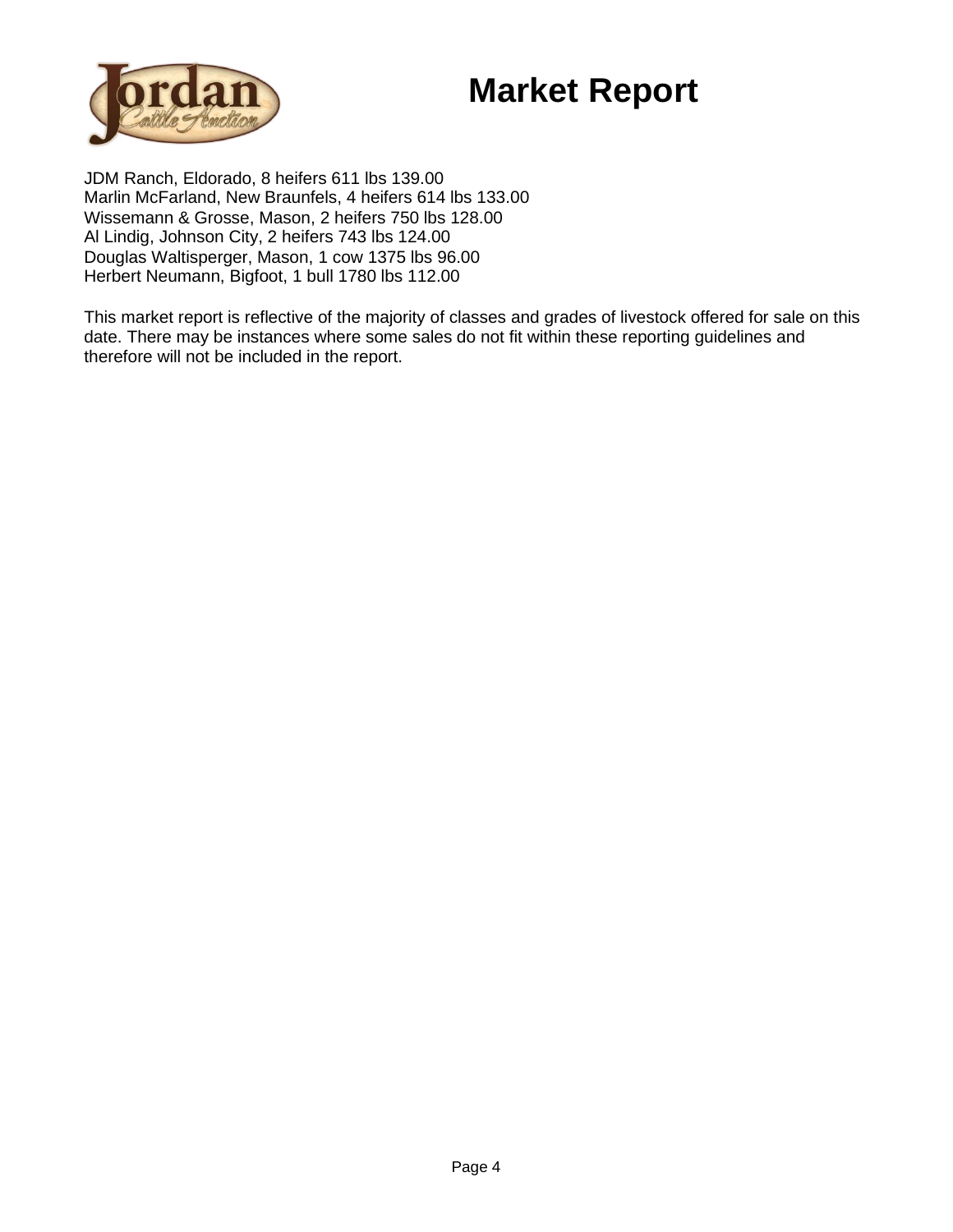# Market Report

JDM Ranch, Eldorado, 8 heifers 611 lbs 139.00
Marlin McFarland, New Braunfels, 4 heifers 614 lbs 133.00
Wissemann & Grosse, Mason, 2 heifers 750 lbs 128.00
Al Lindig, Johnson City, 2 heifers 743 lbs 124.00
Douglas Waltisperger, Mason, 1 cow 1375 lbs 96.00
Herbert Neumann, Bigfoot, 1 bull 1780 lbs 112.00

This market report is reflective of the majority of classes and grades of livestock offered for sale on this date. There may be instances where some sales do not fit within these reporting guidelines and therefore will not be included in the report.